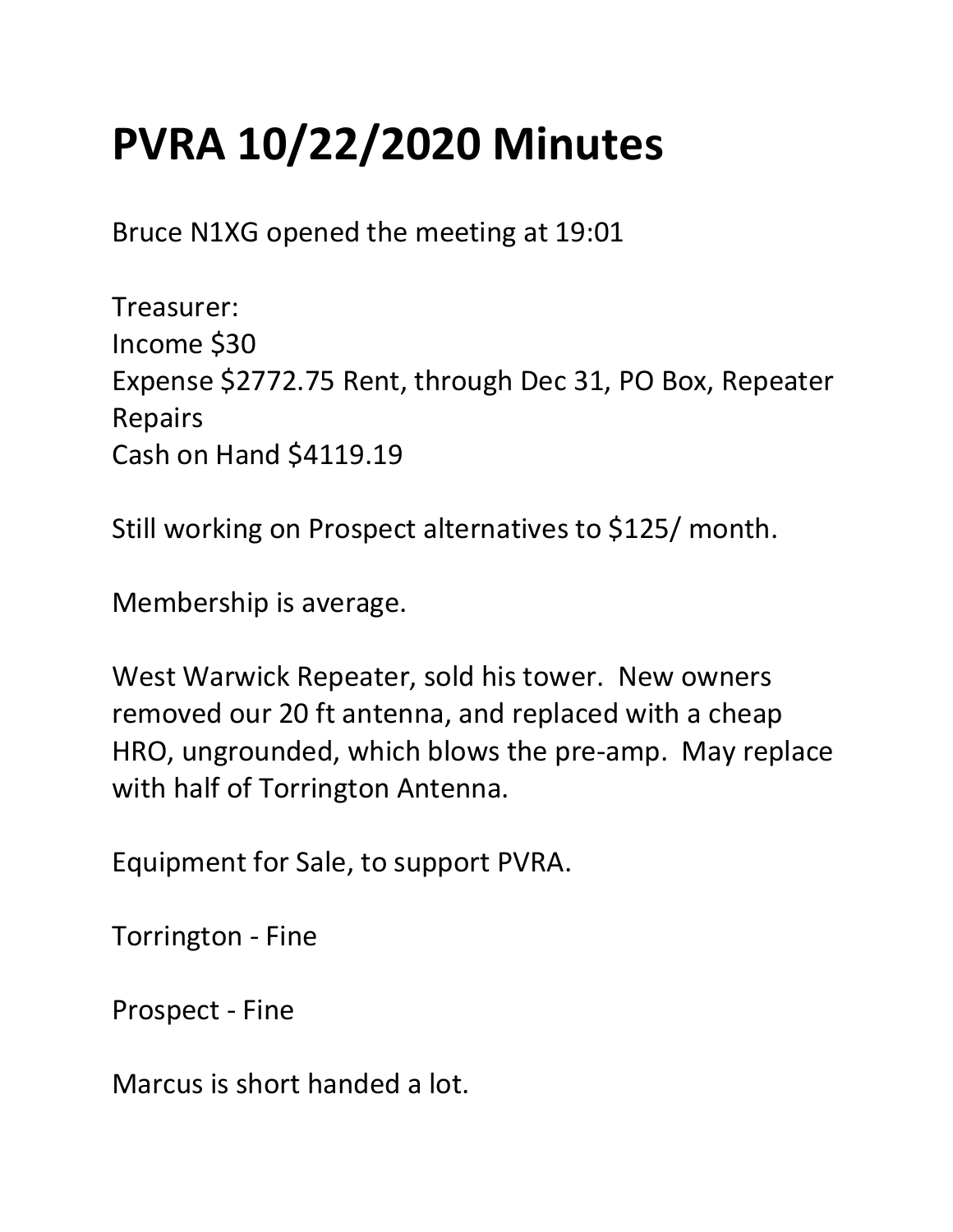# PVRA 10/22/2020 Minutes

Bruce N1XG opened the meeting at 19:01

Treasurer:
Income $30
Expense $2772.75 Rent, through Dec 31, PO Box, Repeater Repairs
Cash on Hand $4119.19

Still working on Prospect alternatives to $125/ month.

Membership is average.

West Warwick Repeater, sold his tower. New owners removed our 20 ft antenna, and replaced with a cheap HRO, ungrounded, which blows the pre-amp. May replace with half of Torrington Antenna.

Equipment for Sale, to support PVRA.

Torrington - Fine

Prospect - Fine

Marcus is short handed a lot.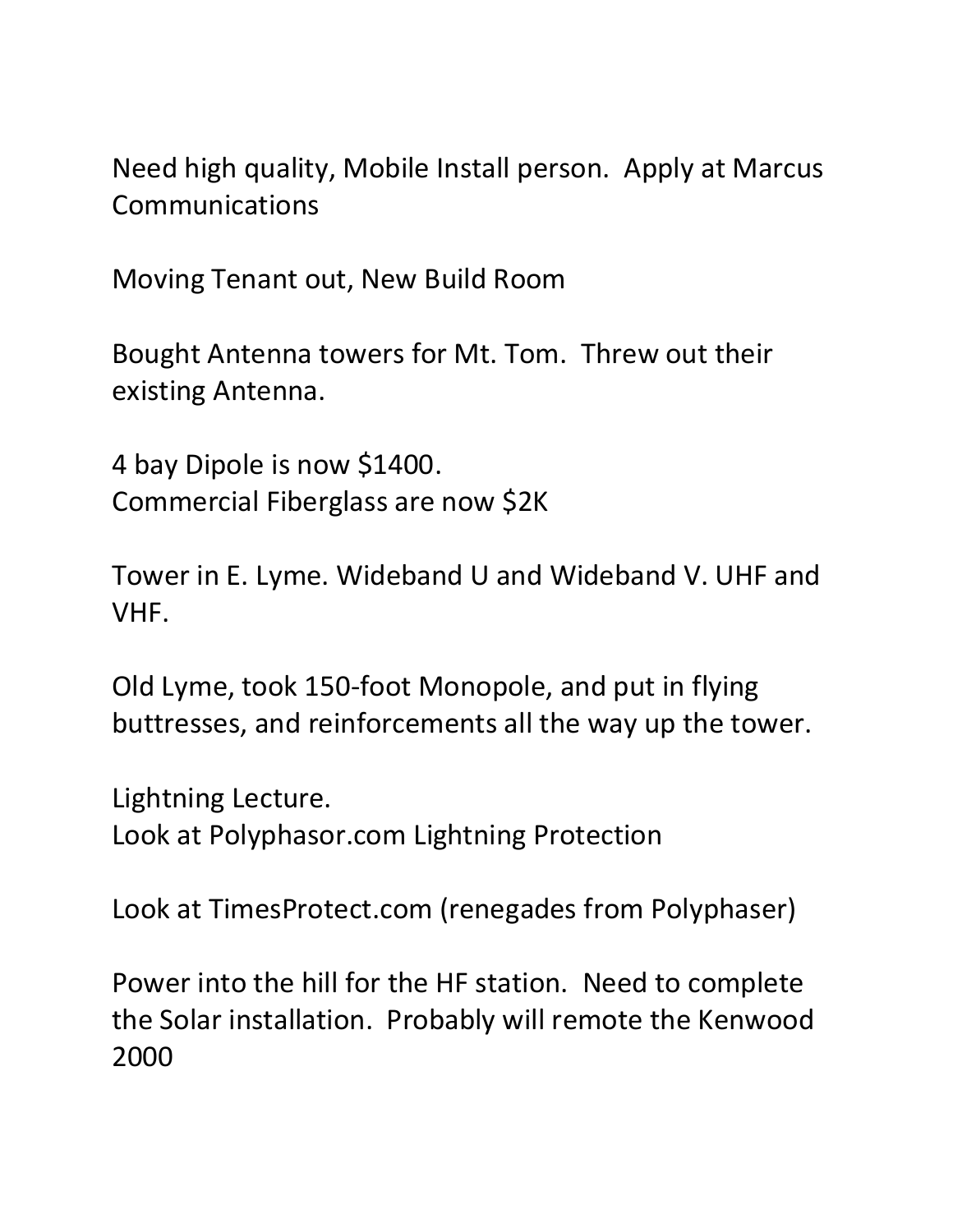Need high quality, Mobile Install person.  Apply at Marcus Communications

Moving Tenant out, New Build Room

Bought Antenna towers for Mt. Tom.  Threw out their existing Antenna.

4 bay Dipole is now $1400.  
Commercial Fiberglass are now $2K

Tower in E. Lyme. Wideband U and Wideband V. UHF and VHF.

Old Lyme, took 150-foot Monopole, and put in flying buttresses, and reinforcements all the way up the tower.

Lightning Lecture.  
Look at Polyphasor.com Lightning Protection

Look at TimesProtect.com (renegades from Polyphaser)

Power into the hill for the HF station.  Need to complete the Solar installation.  Probably will remote the Kenwood 2000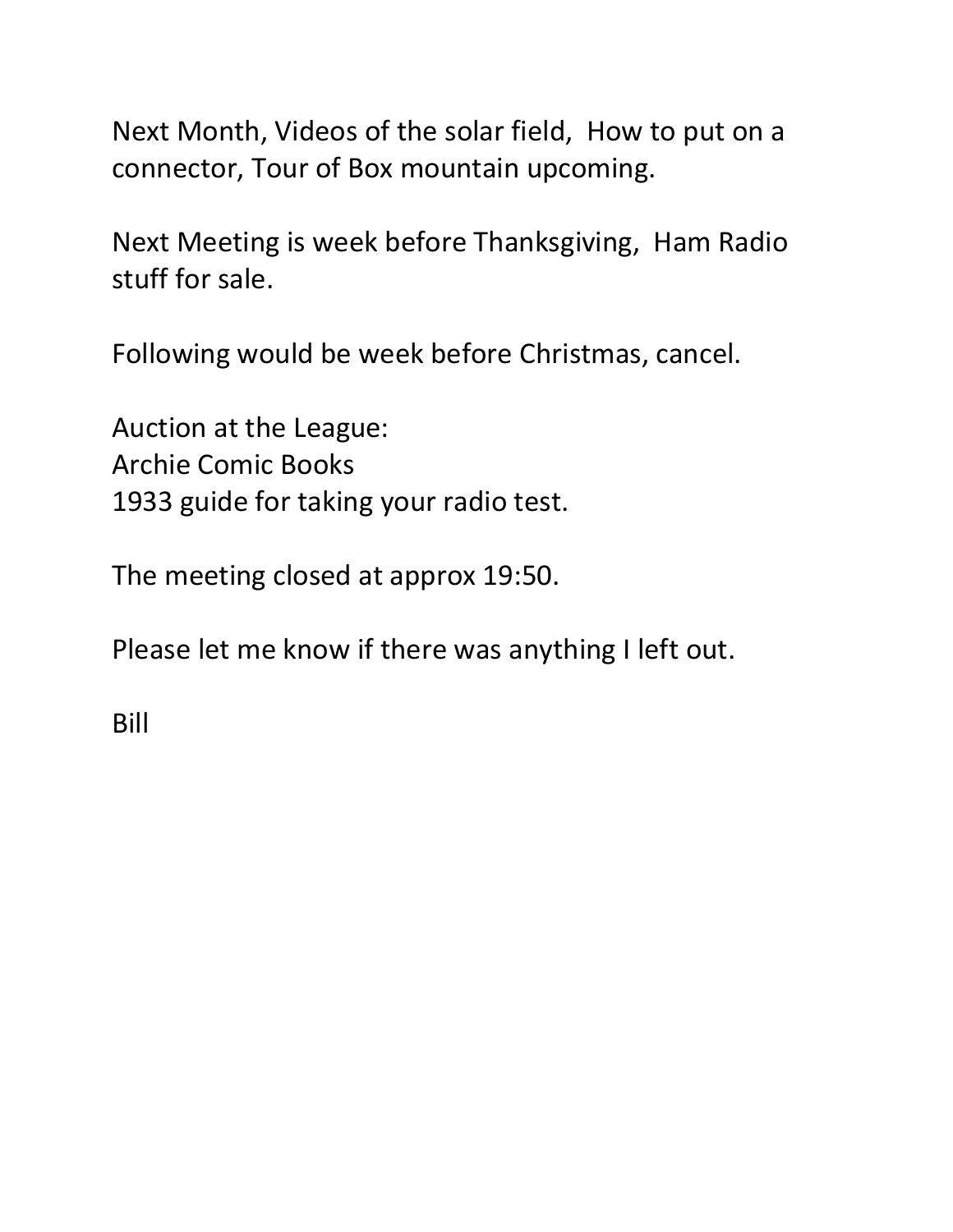Next Month, Videos of the solar field, How to put on a connector, Tour of Box mountain upcoming.

Next Meeting is week before Thanksgiving, Ham Radio stuff for sale.

Following would be week before Christmas, cancel.

Auction at the League:
Archie Comic Books
1933 guide for taking your radio test.

The meeting closed at approx 19:50.

Please let me know if there was anything I left out.

Bill